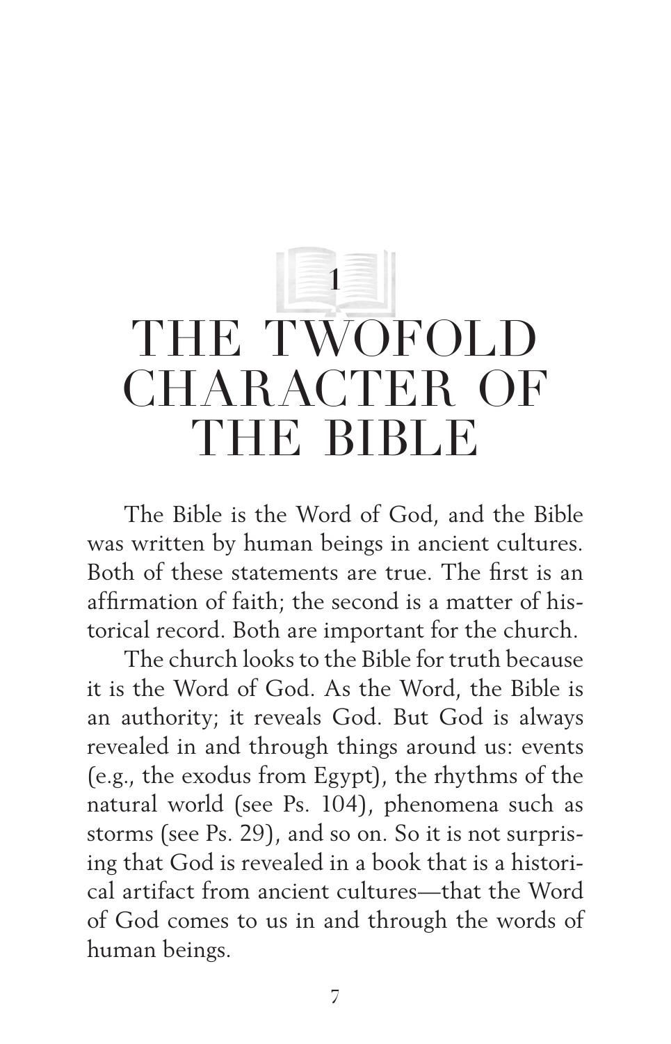# 1 THE TWOFOLD CHARACTER OF THE BIBLE

The Bible is the Word of God, and the Bible was written by human beings in ancient cultures. Both of these statements are true. The first is an affirmation of faith; the second is a matter of historical record. Both are important for the church.

The church looks to the Bible for truth because it is the Word of God. As the Word, the Bible is an authority; it reveals God. But God is always revealed in and through things around us: events (e.g., the exodus from Egypt), the rhythms of the natural world (see Ps. 104), phenomena such as storms (see Ps. 29), and so on. So it is not surprising that God is revealed in a book that is a historical artifact from ancient cultures—that the Word of God comes to us in and through the words of human beings.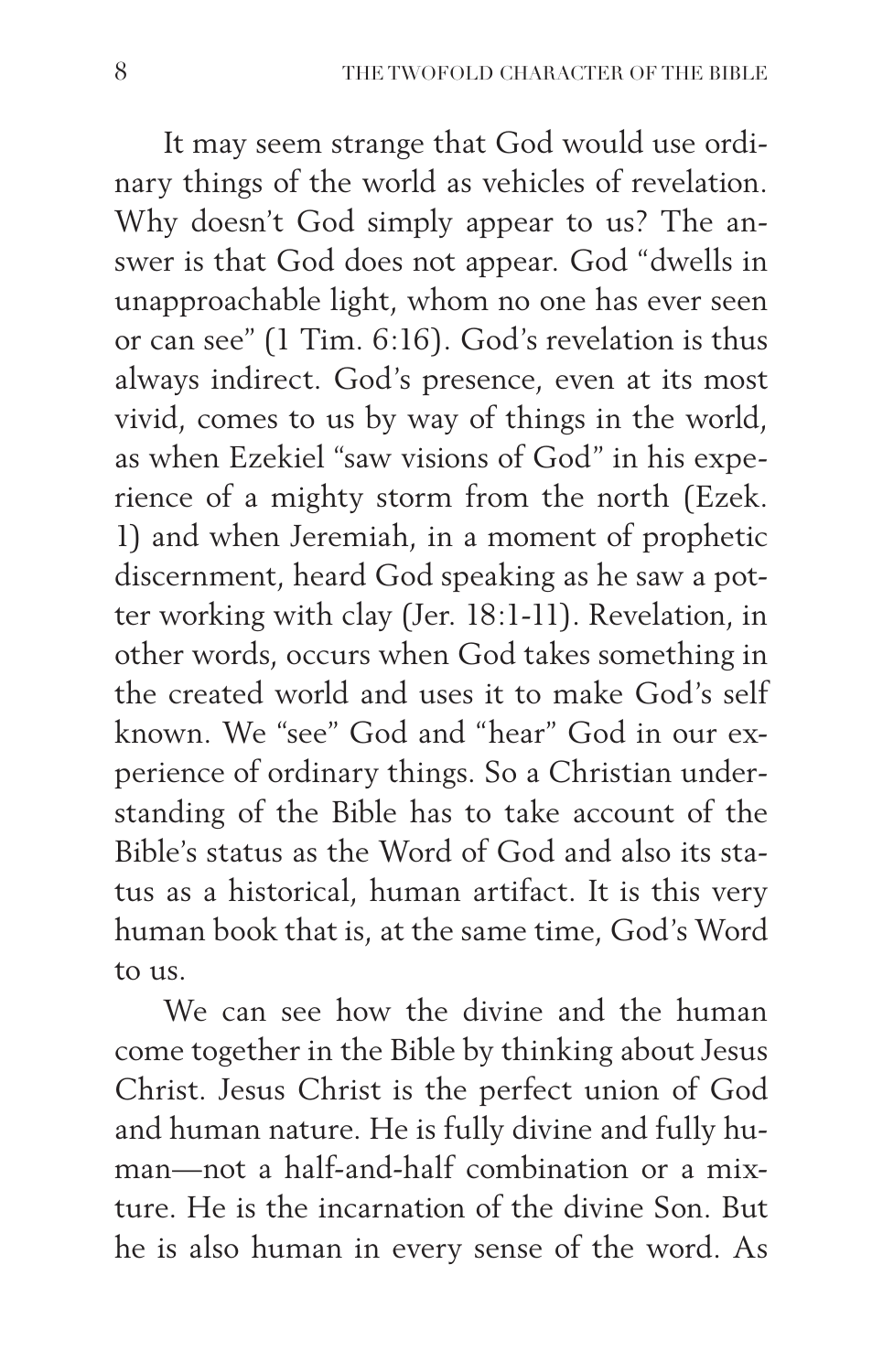It may seem strange that God would use ordinary things of the world as vehicles of revelation. Why doesn't God simply appear to us? The answer is that God does not appear. God "dwells in unapproachable light, whom no one has ever seen or can see" (1 Tim. 6:16). God's revelation is thus always indirect. God's presence, even at its most vivid, comes to us by way of things in the world, as when Ezekiel "saw visions of God" in his experience of a mighty storm from the north (Ezek. 1) and when Jeremiah, in a moment of prophetic discernment, heard God speaking as he saw a potter working with clay (Jer. 18:1-11). Revelation, in other words, occurs when God takes something in the created world and uses it to make God's self known. We "see" God and "hear" God in our experience of ordinary things. So a Christian understanding of the Bible has to take account of the Bible's status as the Word of God and also its status as a historical, human artifact. It is this very human book that is, at the same time, God's Word to us.

We can see how the divine and the human come together in the Bible by thinking about Jesus Christ. Jesus Christ is the perfect union of God and human nature. He is fully divine and fully human—not a half-and-half combination or a mixture. He is the incarnation of the divine Son. But he is also human in every sense of the word. As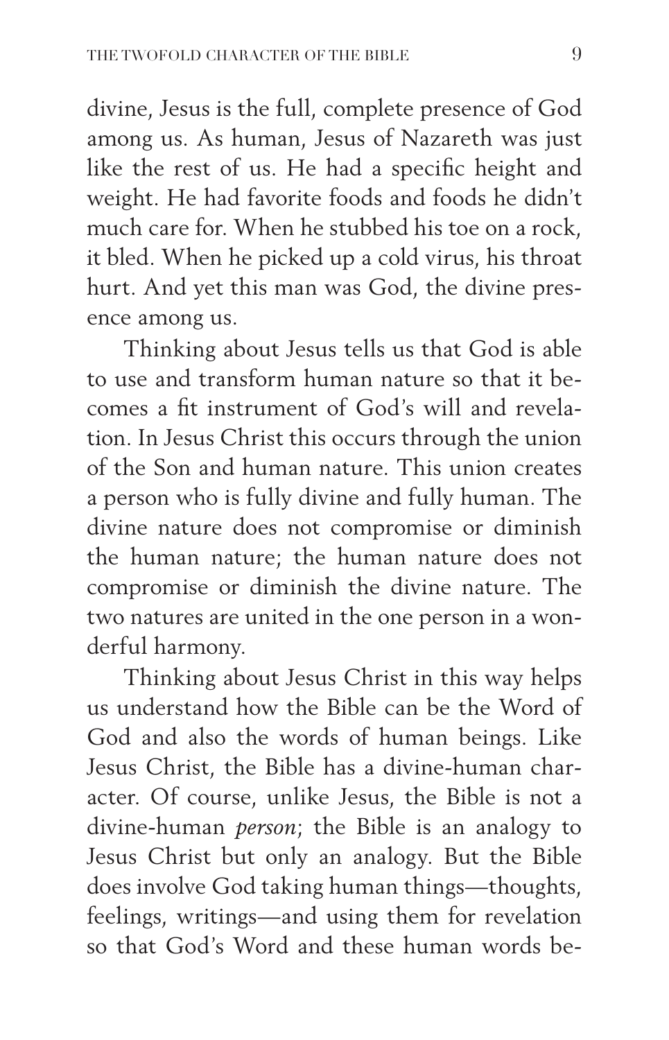divine, Jesus is the full, complete presence of God among us. As human, Jesus of Nazareth was just like the rest of us. He had a specific height and weight. He had favorite foods and foods he didn't much care for. When he stubbed his toe on a rock, it bled. When he picked up a cold virus, his throat hurt. And yet this man was God, the divine presence among us.

Thinking about Jesus tells us that God is able to use and transform human nature so that it becomes a fit instrument of God's will and revelation. In Jesus Christ this occurs through the union of the Son and human nature. This union creates a person who is fully divine and fully human. The divine nature does not compromise or diminish the human nature; the human nature does not compromise or diminish the divine nature. The two natures are united in the one person in a wonderful harmony.

Thinking about Jesus Christ in this way helps us understand how the Bible can be the Word of God and also the words of human beings. Like Jesus Christ, the Bible has a divine-human character. Of course, unlike Jesus, the Bible is not a divine-human *person*; the Bible is an analogy to Jesus Christ but only an analogy. But the Bible does involve God taking human things—thoughts, feelings, writings—and using them for revelation so that God's Word and these human words be-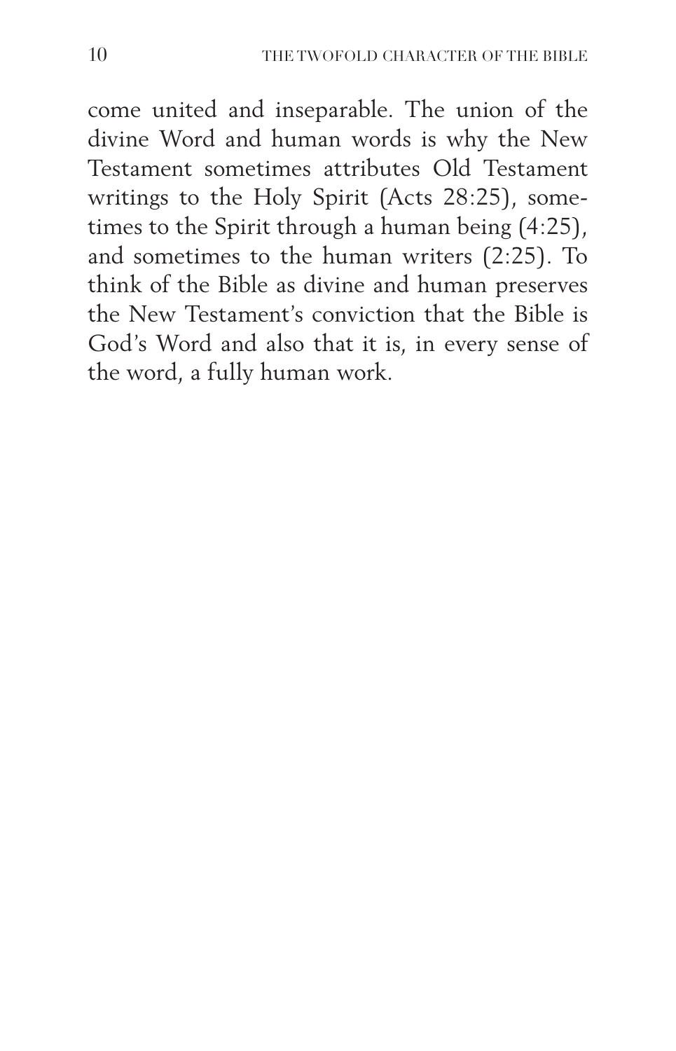come united and inseparable. The union of the divine Word and human words is why the New Testament sometimes attributes Old Testament writings to the Holy Spirit (Acts 28:25), sometimes to the Spirit through a human being (4:25), and sometimes to the human writers (2:25). To think of the Bible as divine and human preserves the New Testament's conviction that the Bible is God's Word and also that it is, in every sense of the word, a fully human work.